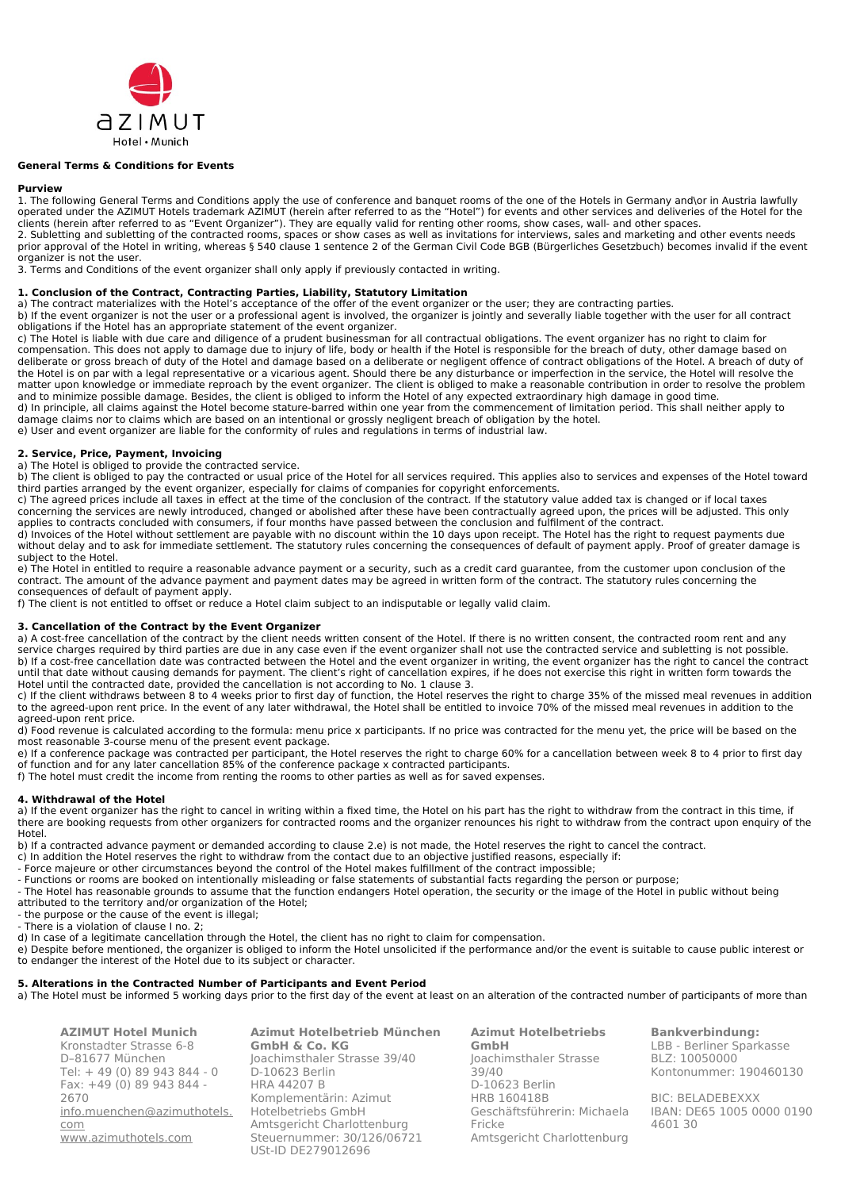AZIMUT Hotel • Munich

**General Terms & Conditions for Events**

**Purview**

1. The following General Terms and Conditions apply the use of conference and banquet rooms of the one of the Hotels in Germany and\or in Austria lawfully operated under the AZIMUT Hotels trademark AZIMUT (herein after referred to as the "Hotel") for events and other services and deliveries of the Hotel for the clients (herein after referred to as "Event Organizer"). They are equally valid for renting other rooms, show cases, wall- and other spaces.
2. Subletting and subletting of the contracted rooms, spaces or show cases as well as invitations for interviews, sales and marketing and other events needs prior approval of the Hotel in writing, whereas § 540 clause 1 sentence 2 of the German Civil Code BGB (Bürgerliches Gesetzbuch) becomes invalid if the event organizer is not the user.
3. Terms and Conditions of the event organizer shall only apply if previously contacted in writing.

**1. Conclusion of the Contract, Contracting Parties, Liability, Statutory Limitation**

a) The contract materializes with the Hotel's acceptance of the offer of the event organizer or the user; they are contracting parties.
b) If the event organizer is not the user or a professional agent is involved, the organizer is jointly and severally liable together with the user for all contract obligations if the Hotel has an appropriate statement of the event organizer.
c) The Hotel is liable with due care and diligence of a prudent businessman for all contractual obligations. The event organizer has no right to claim for compensation. This does not apply to damage due to injury of life, body or health if the Hotel is responsible for the breach of duty, other damage based on deliberate or gross breach of duty of the Hotel and damage based on a deliberate or negligent offence of contract obligations of the Hotel. A breach of duty of the Hotel is on par with a legal representative or a vicarious agent. Should there be any disturbance or imperfection in the service, the Hotel will resolve the matter upon knowledge or immediate reproach by the event organizer. The client is obliged to make a reasonable contribution in order to resolve the problem and to minimize possible damage. Besides, the client is obliged to inform the Hotel of any expected extraordinary high damage in good time.
d) In principle, all claims against the Hotel become stature-barred within one year from the commencement of limitation period. This shall neither apply to damage claims nor to claims which are based on an intentional or grossly negligent breach of obligation by the hotel.
e) User and event organizer are liable for the conformity of rules and regulations in terms of industrial law.

**2. Service, Price, Payment, Invoicing**

a) The Hotel is obliged to provide the contracted service.
b) The client is obliged to pay the contracted or usual price of the Hotel for all services required. This applies also to services and expenses of the Hotel toward third parties arranged by the event organizer, especially for claims of companies for copyright enforcements.
c) The agreed prices include all taxes in effect at the time of the conclusion of the contract. If the statutory value added tax is changed or if local taxes concerning the services are newly introduced, changed or abolished after these have been contractually agreed upon, the prices will be adjusted. This only applies to contracts concluded with consumers, if four months have passed between the conclusion and fulfilment of the contract.
d) Invoices of the Hotel without settlement are payable with no discount within the 10 days upon receipt. The Hotel has the right to request payments due without delay and to ask for immediate settlement. The statutory rules concerning the consequences of default of payment apply. Proof of greater damage is subject to the Hotel.
e) The Hotel in entitled to require a reasonable advance payment or a security, such as a credit card guarantee, from the customer upon conclusion of the contract. The amount of the advance payment and payment dates may be agreed in written form of the contract. The statutory rules concerning the consequences of default of payment apply.
f) The client is not entitled to offset or reduce a Hotel claim subject to an indisputable or legally valid claim.

**3. Cancellation of the Contract by the Event Organizer**

a) A cost-free cancellation of the contract by the client needs written consent of the Hotel. If there is no written consent, the contracted room rent and any service charges required by third parties are due in any case even if the event organizer shall not use the contracted service and subletting is not possible.
b) If a cost-free cancellation date was contracted between the Hotel and the event organizer in writing, the event organizer has the right to cancel the contract until that date without causing demands for payment. The client's right of cancellation expires, if he does not exercise this right in written form towards the Hotel until the contracted date, provided the cancellation is not according to No. 1 clause 3.
c) If the client withdraws between 8 to 4 weeks prior to first day of function, the Hotel reserves the right to charge 35% of the missed meal revenues in addition to the agreed-upon rent price. In the event of any later withdrawal, the Hotel shall be entitled to invoice 70% of the missed meal revenues in addition to the agreed-upon rent price.
d) Food revenue is calculated according to the formula: menu price x participants. If no price was contracted for the menu yet, the price will be based on the most reasonable 3-course menu of the present event package.
e) If a conference package was contracted per participant, the Hotel reserves the right to charge 60% for a cancellation between week 8 to 4 prior to first day of function and for any later cancellation 85% of the conference package x contracted participants.
f) The hotel must credit the income from renting the rooms to other parties as well as for saved expenses.

**4. Withdrawal of the Hotel**

a) If the event organizer has the right to cancel in writing within a fixed time, the Hotel on his part has the right to withdraw from the contract in this time, if there are booking requests from other organizers for contracted rooms and the organizer renounces his right to withdraw from the contract upon enquiry of the Hotel.
b) If a contracted advance payment or demanded according to clause 2.e) is not made, the Hotel reserves the right to cancel the contract.
c) In addition the Hotel reserves the right to withdraw from the contact due to an objective justified reasons, especially if:
- Force majeure or other circumstances beyond the control of the Hotel makes fulfillment of the contract impossible;
- Functions or rooms are booked on intentionally misleading or false statements of substantial facts regarding the person or purpose;
- The Hotel has reasonable grounds to assume that the function endangers Hotel operation, the security or the image of the Hotel in public without being attributed to the territory and/or organization of the Hotel;
- the purpose or the cause of the event is illegal;
- There is a violation of clause I no. 2;

d) In case of a legitimate cancellation through the Hotel, the client has no right to claim for compensation.
e) Despite before mentioned, the organizer is obliged to inform the Hotel unsolicited if the performance and/or the event is suitable to cause public interest or to endanger the interest of the Hotel due to its subject or character.

**5. Alterations in the Contracted Number of Participants and Event Period**

a) The Hotel must be informed 5 working days prior to the first day of the event at least on an alteration of the contracted number of participants of more than

**AZIMUT Hotel Munich**
Kronstadter Strasse 6-8
D–81677 München
Tel: + 49 (0) 89 943 844 - 0
Fax: +49 (0) 89 943 844 - 2670
info.muenchen@azimuthotels.com
www.azimuthotels.com

**Azimut Hotelbetrieb München GmbH & Co. KG**
Joachimsthaler Strasse 39/40
D-10623 Berlin
HRA 44207 B
Komplementärin: Azimut Hotelbetriebs GmbH
Amtsgericht Charlottenburg
Steuernummer: 30/126/06721
USt-ID DE279012696

**Azimut Hotelbetriebs GmbH**
Joachimsthaler Strasse 39/40
D-10623 Berlin
HRB 160418B
Geschäftsführerin: Michaela Fricke
Amtsgericht Charlottenburg

**Bankverbindung:**
LBB - Berliner Sparkasse
BLZ: 10050000
Kontonummer: 190460130

BIC: BELADEBEXXX
IBAN: DE65 1005 0000 0190 4601 30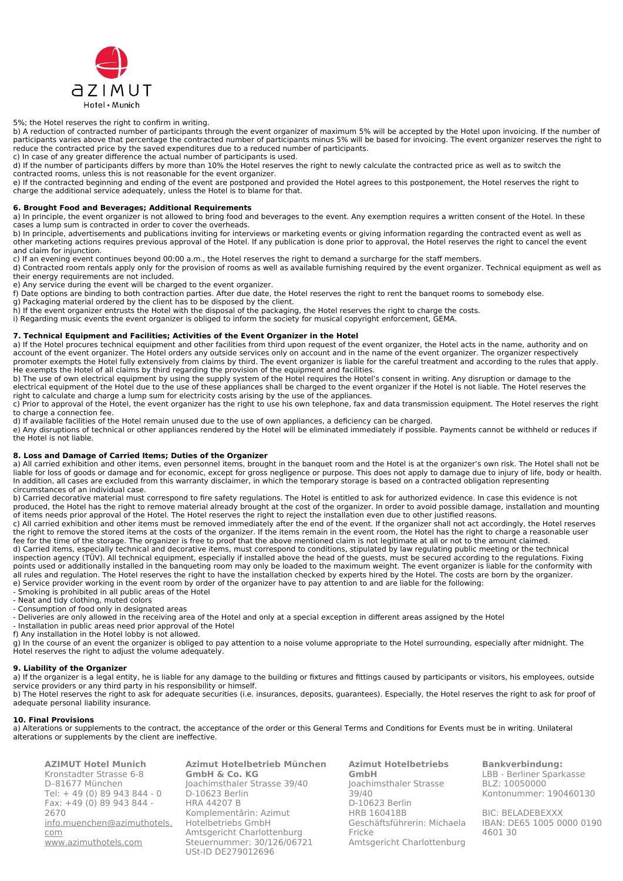5%; the Hotel reserves the right to confirm in writing.
b) A reduction of contracted number of participants through the event organizer of maximum 5% will be accepted by the Hotel upon invoicing. If the number of participants varies above that percentage the contracted number of participants minus 5% will be based for invoicing. The event organizer reserves the right to reduce the contracted price by the saved expenditures due to a reduced number of participants.
c) In case of any greater difference the actual number of participants is used.
d) If the number of participants differs by more than 10% the Hotel reserves the right to newly calculate the contracted price as well as to switch the contracted rooms, unless this is not reasonable for the event organizer.
e) If the contracted beginning and ending of the event are postponed and provided the Hotel agrees to this postponement, the Hotel reserves the right to charge the additional service adequately, unless the Hotel is to blame for that.

**6. Brought Food and Beverages; Additional Requirements**
a) In principle, the event organizer is not allowed to bring food and beverages to the event. Any exemption requires a written consent of the Hotel. In these cases a lump sum is contracted in order to cover the overheads.
b) In principle, advertisements and publications inviting for interviews or marketing events or giving information regarding the contracted event as well as other marketing actions requires previous approval of the Hotel. If any publication is done prior to approval, the Hotel reserves the right to cancel the event and claim for injunction.
c) If an evening event continues beyond 00:00 a.m., the Hotel reserves the right to demand a surcharge for the staff members.
d) Contracted room rentals apply only for the provision of rooms as well as available furnishing required by the event organizer. Technical equipment as well as their energy requirements are not included.
e) Any service during the event will be charged to the event organizer.
f) Date options are binding to both contraction parties. After due date, the Hotel reserves the right to rent the banquet rooms to somebody else.
g) Packaging material ordered by the client has to be disposed by the client.
h) If the event organizer entrusts the Hotel with the disposal of the packaging, the Hotel reserves the right to charge the costs.
i) Regarding music events the event organizer is obliged to inform the society for musical copyright enforcement, GEMA.

**7. Technical Equipment and Facilities; Activities of the Event Organizer in the Hotel**
a) If the Hotel procures technical equipment and other facilities from third upon request of the event organizer, the Hotel acts in the name, authority and on account of the event organizer. The Hotel orders any outside services only on account and in the name of the event organizer. The organizer respectively promoter exempts the Hotel fully extensively from claims by third. The event organizer is liable for the careful treatment and according to the rules that apply. He exempts the Hotel of all claims by third regarding the provision of the equipment and facilities.
b) The use of own electrical equipment by using the supply system of the Hotel requires the Hotel's consent in writing. Any disruption or damage to the electrical equipment of the Hotel due to the use of these appliances shall be charged to the event organizer if the Hotel is not liable. The Hotel reserves the right to calculate and charge a lump sum for electricity costs arising by the use of the appliances.
c) Prior to approval of the Hotel, the event organizer has the right to use his own telephone, fax and data transmission equipment. The Hotel reserves the right to charge a connection fee.
d) If available facilities of the Hotel remain unused due to the use of own appliances, a deficiency can be charged.
e) Any disruptions of technical or other appliances rendered by the Hotel will be eliminated immediately if possible. Payments cannot be withheld or reduces if the Hotel is not liable.

**8. Loss and Damage of Carried Items; Duties of the Organizer**
a) All carried exhibition and other items, even personnel items, brought in the banquet room and the Hotel is at the organizer's own risk. The Hotel shall not be liable for loss of goods or damage and for economic, except for gross negligence or purpose. This does not apply to damage due to injury of life, body or health. In addition, all cases are excluded from this warranty disclaimer, in which the temporary storage is based on a contracted obligation representing circumstances of an individual case.
b) Carried decorative material must correspond to fire safety regulations. The Hotel is entitled to ask for authorized evidence. In case this evidence is not produced, the Hotel has the right to remove material already brought at the cost of the organizer. In order to avoid possible damage, installation and mounting of items needs prior approval of the Hotel. The Hotel reserves the right to reject the installation even due to other justified reasons.
c) All carried exhibition and other items must be removed immediately after the end of the event. If the organizer shall not act accordingly, the Hotel reserves the right to remove the stored items at the costs of the organizer. If the items remain in the event room, the Hotel has the right to charge a reasonable user fee for the time of the storage. The organizer is free to proof that the above mentioned claim is not legitimate at all or not to the amount claimed.
d) Carried items, especially technical and decorative items, must correspond to conditions, stipulated by law regulating public meeting or the technical inspection agency (TÜV). All technical equipment, especially if installed above the head of the guests, must be secured according to the regulations. Fixing points used or additionally installed in the banqueting room may only be loaded to the maximum weight. The event organizer is liable for the conformity with all rules and regulation. The Hotel reserves the right to have the installation checked by experts hired by the Hotel. The costs are born by the organizer.
e) Service provider working in the event room by order of the organizer have to pay attention to and are liable for the following:
- Smoking is prohibited in all public areas of the Hotel
- Neat and tidy clothing, muted colors
- Consumption of food only in designated areas
- Deliveries are only allowed in the receiving area of the Hotel and only at a special exception in different areas assigned by the Hotel
- Installation in public areas need prior approval of the Hotel

f) Any installation in the Hotel lobby is not allowed.
g) In the course of an event the organizer is obliged to pay attention to a noise volume appropriate to the Hotel surrounding, especially after midnight. The Hotel reserves the right to adjust the volume adequately.

**9. Liability of the Organizer**
a) If the organizer is a legal entity, he is liable for any damage to the building or fixtures and fittings caused by participants or visitors, his employees, outside service providers or any third party in his responsibility or himself.
b) The Hotel reserves the right to ask for adequate securities (i.e. insurances, deposits, guarantees). Especially, the Hotel reserves the right to ask for proof of adequate personal liability insurance.

**10. Final Provisions**
a) Alterations or supplements to the contract, the acceptance of the order or this General Terms and Conditions for Events must be in writing. Unilateral alterations or supplements by the client are ineffective.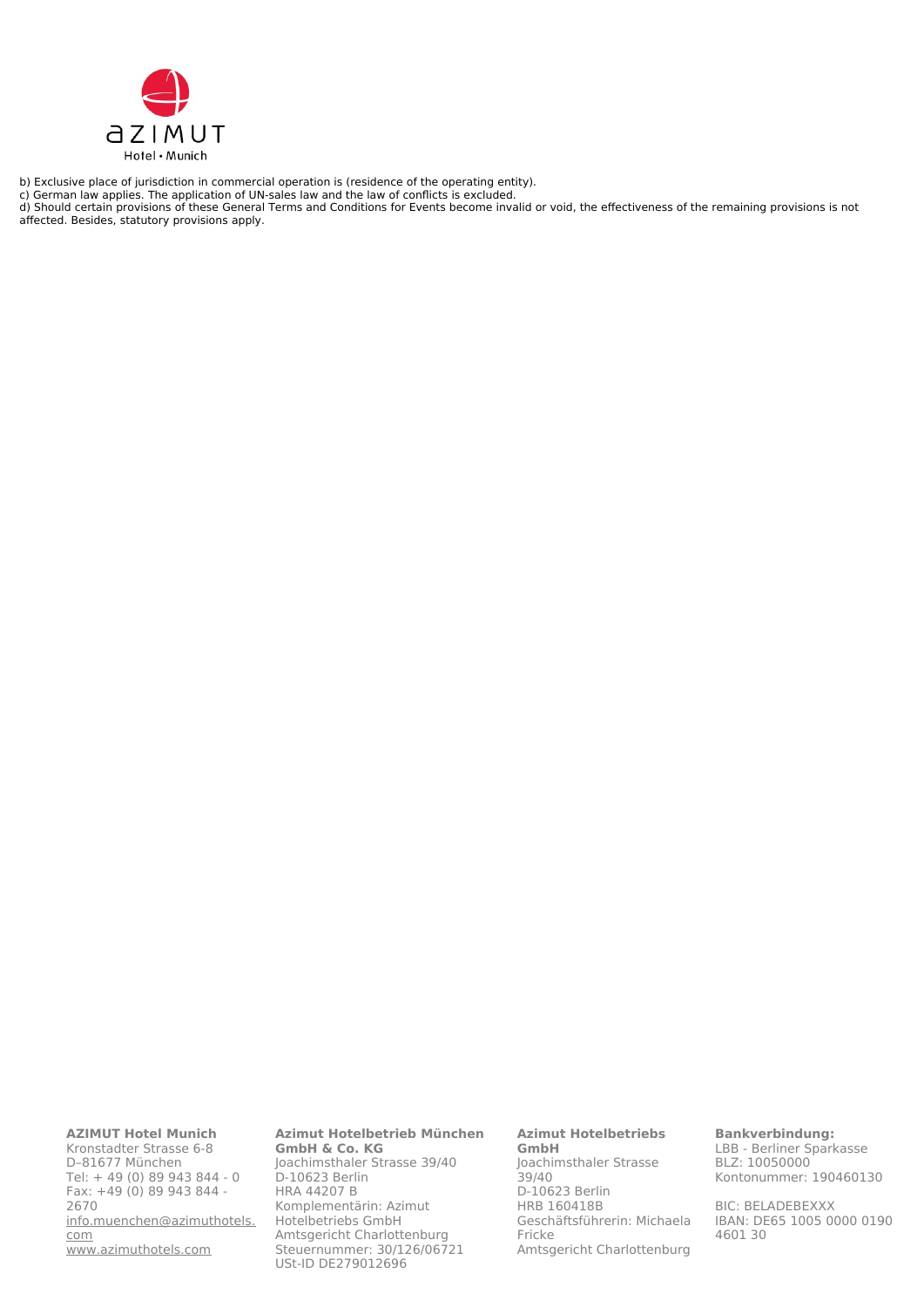b) Exclusive place of jurisdiction in commercial operation is (residence of the operating entity).
c) German law applies. The application of UN-sales law and the law of conflicts is excluded.
d) Should certain provisions of these General Terms and Conditions for Events become invalid or void, the effectiveness of the remaining provisions is not affected. Besides, statutory provisions apply.